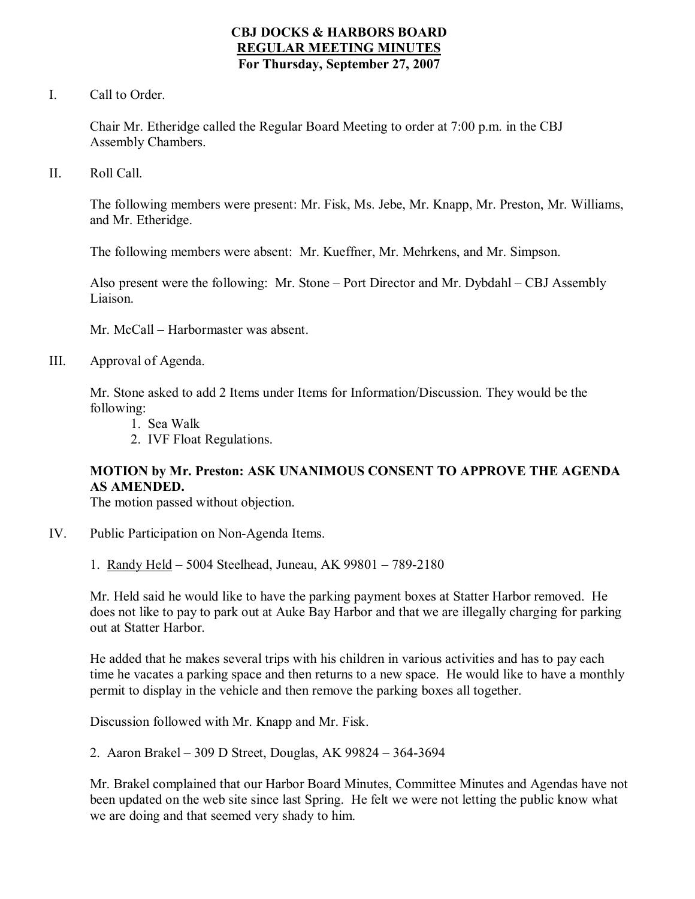# CBJ DOCKS & HARBORS BOARD
## REGULAR MEETING MINUTES
### For Thursday, September 27, 2007

I. Call to Order.

Chair Mr. Etheridge called the Regular Board Meeting to order at 7:00 p.m. in the CBJ Assembly Chambers.

II. Roll Call.

The following members were present: Mr. Fisk, Ms. Jebe, Mr. Knapp, Mr. Preston, Mr. Williams, and Mr. Etheridge.

The following members were absent: Mr. Kueffner, Mr. Mehrkens, and Mr. Simpson.

Also present were the following: Mr. Stone – Port Director and Mr. Dybdahl – CBJ Assembly Liaison.

Mr. McCall – Harbormaster was absent.

III. Approval of Agenda.

Mr. Stone asked to add 2 Items under Items for Information/Discussion. They would be the following:

1. Sea Walk
2. IVF Float Regulations.

**MOTION by Mr. Preston: ASK UNANIMOUS CONSENT TO APPROVE THE AGENDA AS AMENDED.**
The motion passed without objection.

IV. Public Participation on Non-Agenda Items.

1. Randy Held – 5004 Steelhead, Juneau, AK 99801 – 789-2180

Mr. Held said he would like to have the parking payment boxes at Statter Harbor removed. He does not like to pay to park out at Auke Bay Harbor and that we are illegally charging for parking out at Statter Harbor.

He added that he makes several trips with his children in various activities and has to pay each time he vacates a parking space and then returns to a new space. He would like to have a monthly permit to display in the vehicle and then remove the parking boxes all together.

Discussion followed with Mr. Knapp and Mr. Fisk.

2. Aaron Brakel – 309 D Street, Douglas, AK 99824 – 364-3694

Mr. Brakel complained that our Harbor Board Minutes, Committee Minutes and Agendas have not been updated on the web site since last Spring. He felt we were not letting the public know what we are doing and that seemed very shady to him.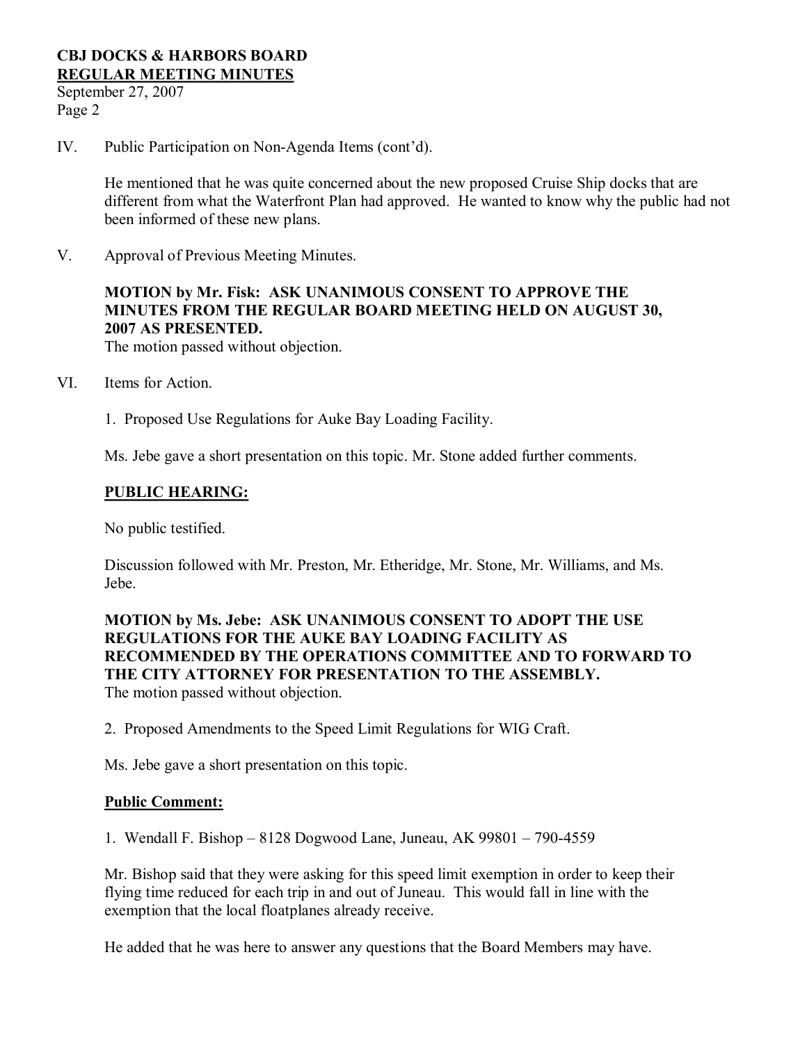IV. Public Participation on Non-Agenda Items (cont'd).

He mentioned that he was quite concerned about the new proposed Cruise Ship docks that are different from what the Waterfront Plan had approved. He wanted to know why the public had not been informed of these new plans.

V. Approval of Previous Meeting Minutes.

**MOTION by Mr. Fisk: ASK UNANIMOUS CONSENT TO APPROVE THE MINUTES FROM THE REGULAR BOARD MEETING HELD ON AUGUST 30, 2007 AS PRESENTED.**
The motion passed without objection.

VI. Items for Action.

1. Proposed Use Regulations for Auke Bay Loading Facility.

Ms. Jebe gave a short presentation on this topic. Mr. Stone added further comments.

**<u>PUBLIC HEARING:</u>**

No public testified.

Discussion followed with Mr. Preston, Mr. Etheridge, Mr. Stone, Mr. Williams, and Ms. Jebe.

**MOTION by Ms. Jebe: ASK UNANIMOUS CONSENT TO ADOPT THE USE REGULATIONS FOR THE AUKE BAY LOADING FACILITY AS RECOMMENDED BY THE OPERATIONS COMMITTEE AND TO FORWARD TO THE CITY ATTORNEY FOR PRESENTATION TO THE ASSEMBLY.**
The motion passed without objection.

2. Proposed Amendments to the Speed Limit Regulations for WIG Craft.

Ms. Jebe gave a short presentation on this topic.

**<u>Public Comment:</u>**

1. Wendall F. Bishop – 8128 Dogwood Lane, Juneau, AK 99801 – 790-4559

Mr. Bishop said that they were asking for this speed limit exemption in order to keep their flying time reduced for each trip in and out of Juneau. This would fall in line with the exemption that the local floatplanes already receive.

He added that he was here to answer any questions that the Board Members may have.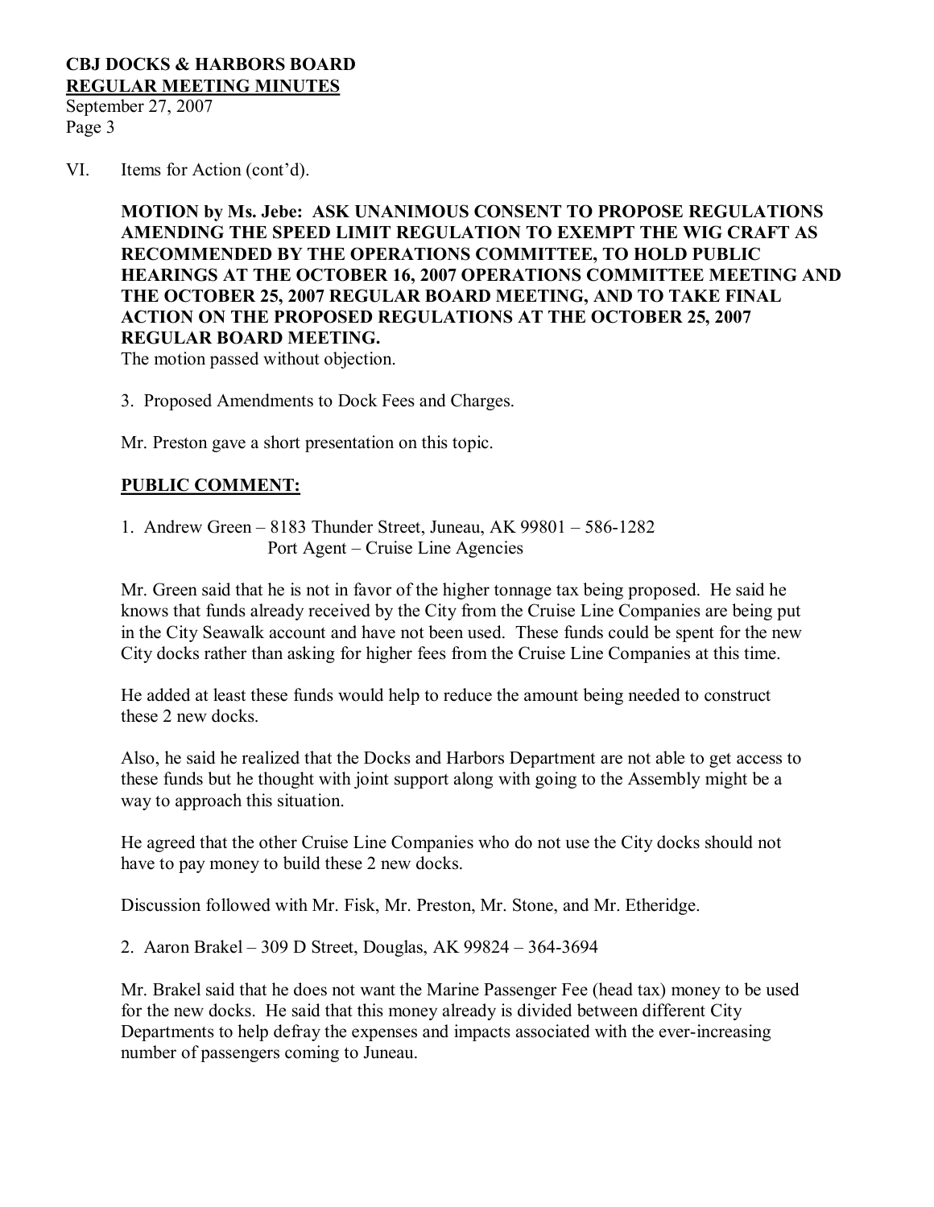VI. Items for Action (cont'd).

**MOTION by Ms. Jebe: ASK UNANIMOUS CONSENT TO PROPOSE REGULATIONS AMENDING THE SPEED LIMIT REGULATION TO EXEMPT THE WIG CRAFT AS RECOMMENDED BY THE OPERATIONS COMMITTEE, TO HOLD PUBLIC HEARINGS AT THE OCTOBER 16, 2007 OPERATIONS COMMITTEE MEETING AND THE OCTOBER 25, 2007 REGULAR BOARD MEETING, AND TO TAKE FINAL ACTION ON THE PROPOSED REGULATIONS AT THE OCTOBER 25, 2007 REGULAR BOARD MEETING.**

The motion passed without objection.

3. Proposed Amendments to Dock Fees and Charges.

Mr. Preston gave a short presentation on this topic.

**PUBLIC COMMENT:**

1. Andrew Green – 8183 Thunder Street, Juneau, AK 99801 – 586-1282
   Port Agent – Cruise Line Agencies

Mr. Green said that he is not in favor of the higher tonnage tax being proposed. He said he knows that funds already received by the City from the Cruise Line Companies are being put in the City Seawalk account and have not been used. These funds could be spent for the new City docks rather than asking for higher fees from the Cruise Line Companies at this time.

He added at least these funds would help to reduce the amount being needed to construct these 2 new docks.

Also, he said he realized that the Docks and Harbors Department are not able to get access to these funds but he thought with joint support along with going to the Assembly might be a way to approach this situation.

He agreed that the other Cruise Line Companies who do not use the City docks should not have to pay money to build these 2 new docks.

Discussion followed with Mr. Fisk, Mr. Preston, Mr. Stone, and Mr. Etheridge.

2. Aaron Brakel – 309 D Street, Douglas, AK 99824 – 364-3694

Mr. Brakel said that he does not want the Marine Passenger Fee (head tax) money to be used for the new docks. He said that this money already is divided between different City Departments to help defray the expenses and impacts associated with the ever-increasing number of passengers coming to Juneau.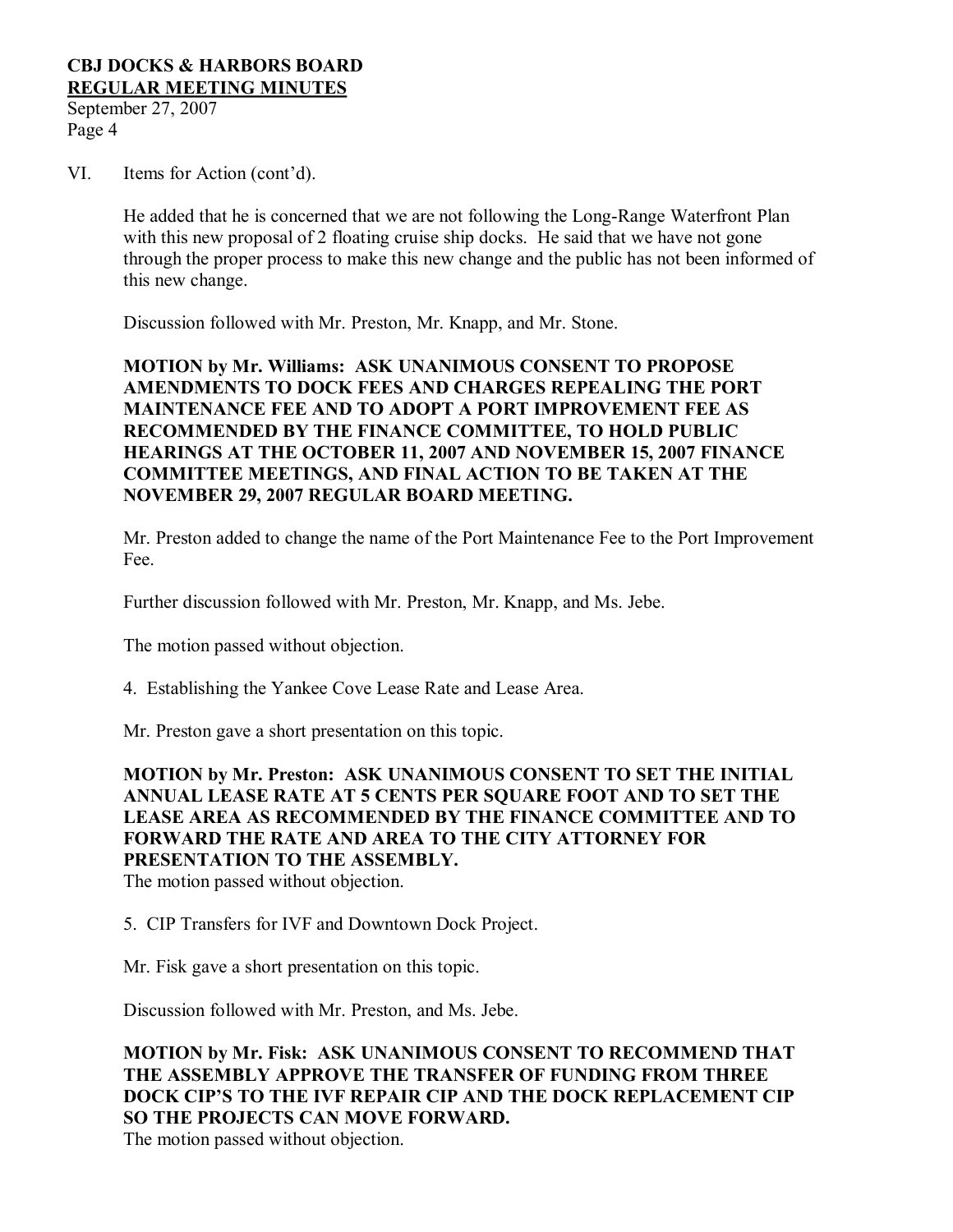VI. Items for Action (cont'd).

He added that he is concerned that we are not following the Long-Range Waterfront Plan with this new proposal of 2 floating cruise ship docks. He said that we have not gone through the proper process to make this new change and the public has not been informed of this new change.

Discussion followed with Mr. Preston, Mr. Knapp, and Mr. Stone.

**MOTION by Mr. Williams: ASK UNANIMOUS CONSENT TO PROPOSE AMENDMENTS TO DOCK FEES AND CHARGES REPEALING THE PORT MAINTENANCE FEE AND TO ADOPT A PORT IMPROVEMENT FEE AS RECOMMENDED BY THE FINANCE COMMITTEE, TO HOLD PUBLIC HEARINGS AT THE OCTOBER 11, 2007 AND NOVEMBER 15, 2007 FINANCE COMMITTEE MEETINGS, AND FINAL ACTION TO BE TAKEN AT THE NOVEMBER 29, 2007 REGULAR BOARD MEETING.**

Mr. Preston added to change the name of the Port Maintenance Fee to the Port Improvement Fee.

Further discussion followed with Mr. Preston, Mr. Knapp, and Ms. Jebe.

The motion passed without objection.

4. Establishing the Yankee Cove Lease Rate and Lease Area.

Mr. Preston gave a short presentation on this topic.

**MOTION by Mr. Preston: ASK UNANIMOUS CONSENT TO SET THE INITIAL ANNUAL LEASE RATE AT 5 CENTS PER SQUARE FOOT AND TO SET THE LEASE AREA AS RECOMMENDED BY THE FINANCE COMMITTEE AND TO FORWARD THE RATE AND AREA TO THE CITY ATTORNEY FOR PRESENTATION TO THE ASSEMBLY.**

The motion passed without objection.

5. CIP Transfers for IVF and Downtown Dock Project.

Mr. Fisk gave a short presentation on this topic.

Discussion followed with Mr. Preston, and Ms. Jebe.

**MOTION by Mr. Fisk: ASK UNANIMOUS CONSENT TO RECOMMEND THAT THE ASSEMBLY APPROVE THE TRANSFER OF FUNDING FROM THREE DOCK CIP'S TO THE IVF REPAIR CIP AND THE DOCK REPLACEMENT CIP SO THE PROJECTS CAN MOVE FORWARD.**

The motion passed without objection.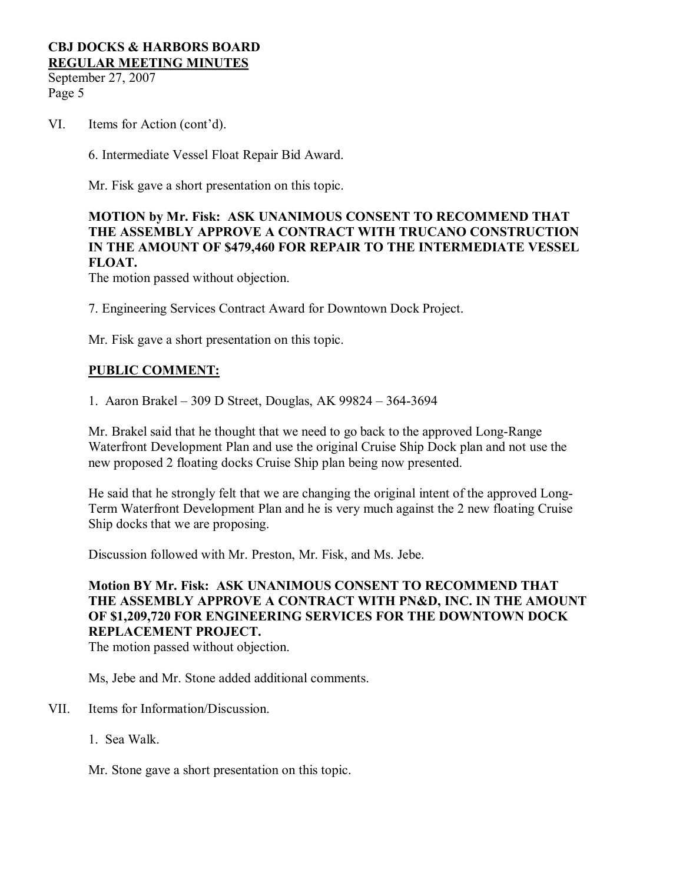VI. Items for Action (cont'd).

6. Intermediate Vessel Float Repair Bid Award.

Mr. Fisk gave a short presentation on this topic.

**MOTION by Mr. Fisk: ASK UNANIMOUS CONSENT TO RECOMMEND THAT THE ASSEMBLY APPROVE A CONTRACT WITH TRUCANO CONSTRUCTION IN THE AMOUNT OF $479,460 FOR REPAIR TO THE INTERMEDIATE VESSEL FLOAT.**
The motion passed without objection.

7. Engineering Services Contract Award for Downtown Dock Project.

Mr. Fisk gave a short presentation on this topic.

**PUBLIC COMMENT:**

1. Aaron Brakel – 309 D Street, Douglas, AK 99824 – 364-3694

Mr. Brakel said that he thought that we need to go back to the approved Long-Range Waterfront Development Plan and use the original Cruise Ship Dock plan and not use the new proposed 2 floating docks Cruise Ship plan being now presented.

He said that he strongly felt that we are changing the original intent of the approved Long-Term Waterfront Development Plan and he is very much against the 2 new floating Cruise Ship docks that we are proposing.

Discussion followed with Mr. Preston, Mr. Fisk, and Ms. Jebe.

**Motion BY Mr. Fisk: ASK UNANIMOUS CONSENT TO RECOMMEND THAT THE ASSEMBLY APPROVE A CONTRACT WITH PN&D, INC. IN THE AMOUNT OF $1,209,720 FOR ENGINEERING SERVICES FOR THE DOWNTOWN DOCK REPLACEMENT PROJECT.**
The motion passed without objection.

Ms, Jebe and Mr. Stone added additional comments.

VII. Items for Information/Discussion.

1. Sea Walk.

Mr. Stone gave a short presentation on this topic.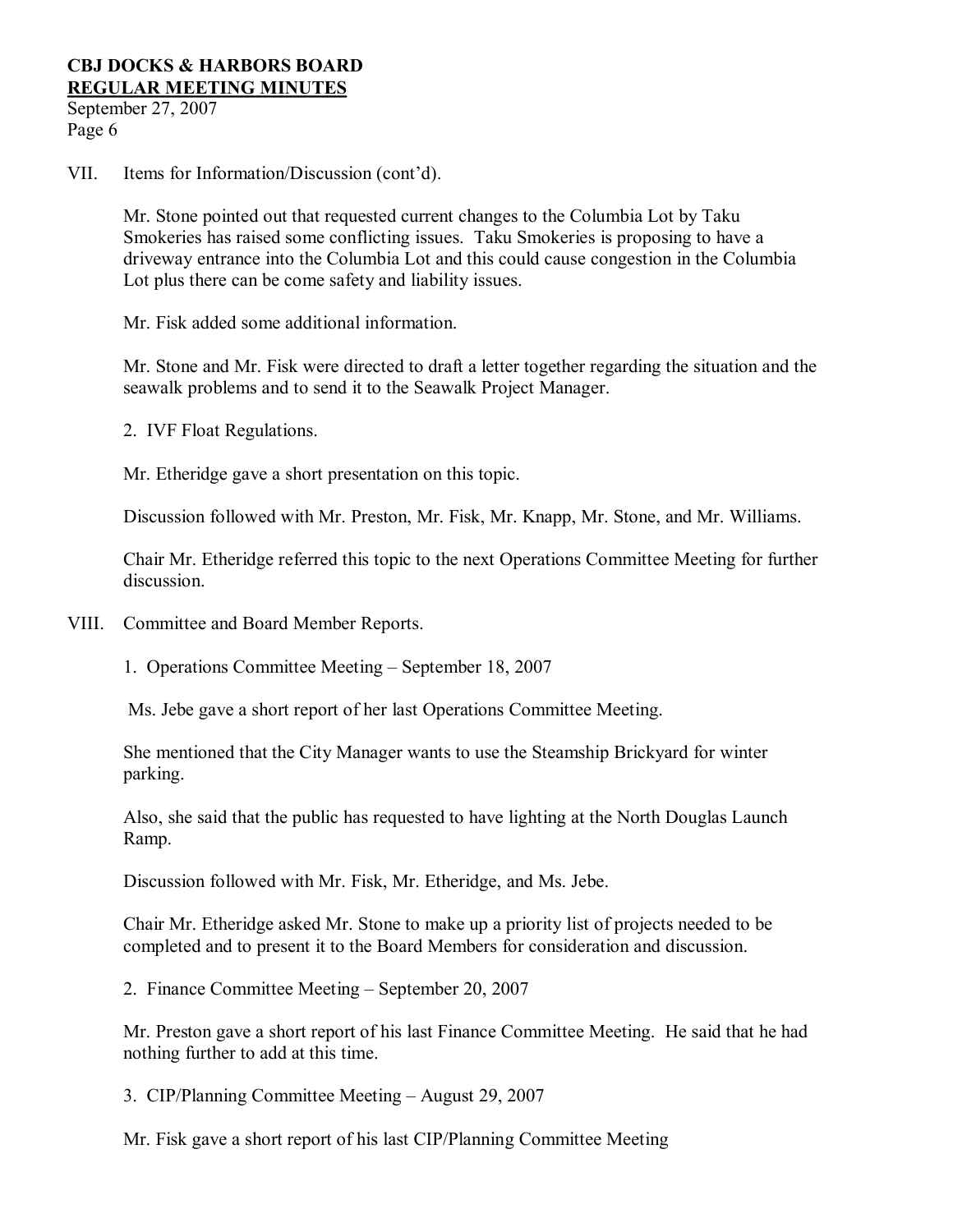VII. Items for Information/Discussion (cont'd).

Mr. Stone pointed out that requested current changes to the Columbia Lot by Taku Smokeries has raised some conflicting issues. Taku Smokeries is proposing to have a driveway entrance into the Columbia Lot and this could cause congestion in the Columbia Lot plus there can be come safety and liability issues.

Mr. Fisk added some additional information.

Mr. Stone and Mr. Fisk were directed to draft a letter together regarding the situation and the seawalk problems and to send it to the Seawalk Project Manager.

2. IVF Float Regulations.

Mr. Etheridge gave a short presentation on this topic.

Discussion followed with Mr. Preston, Mr. Fisk, Mr. Knapp, Mr. Stone, and Mr. Williams.

Chair Mr. Etheridge referred this topic to the next Operations Committee Meeting for further discussion.

VIII. Committee and Board Member Reports.

1. Operations Committee Meeting – September 18, 2007

Ms. Jebe gave a short report of her last Operations Committee Meeting.

She mentioned that the City Manager wants to use the Steamship Brickyard for winter parking.

Also, she said that the public has requested to have lighting at the North Douglas Launch Ramp.

Discussion followed with Mr. Fisk, Mr. Etheridge, and Ms. Jebe.

Chair Mr. Etheridge asked Mr. Stone to make up a priority list of projects needed to be completed and to present it to the Board Members for consideration and discussion.

2. Finance Committee Meeting – September 20, 2007

Mr. Preston gave a short report of his last Finance Committee Meeting. He said that he had nothing further to add at this time.

3. CIP/Planning Committee Meeting – August 29, 2007

Mr. Fisk gave a short report of his last CIP/Planning Committee Meeting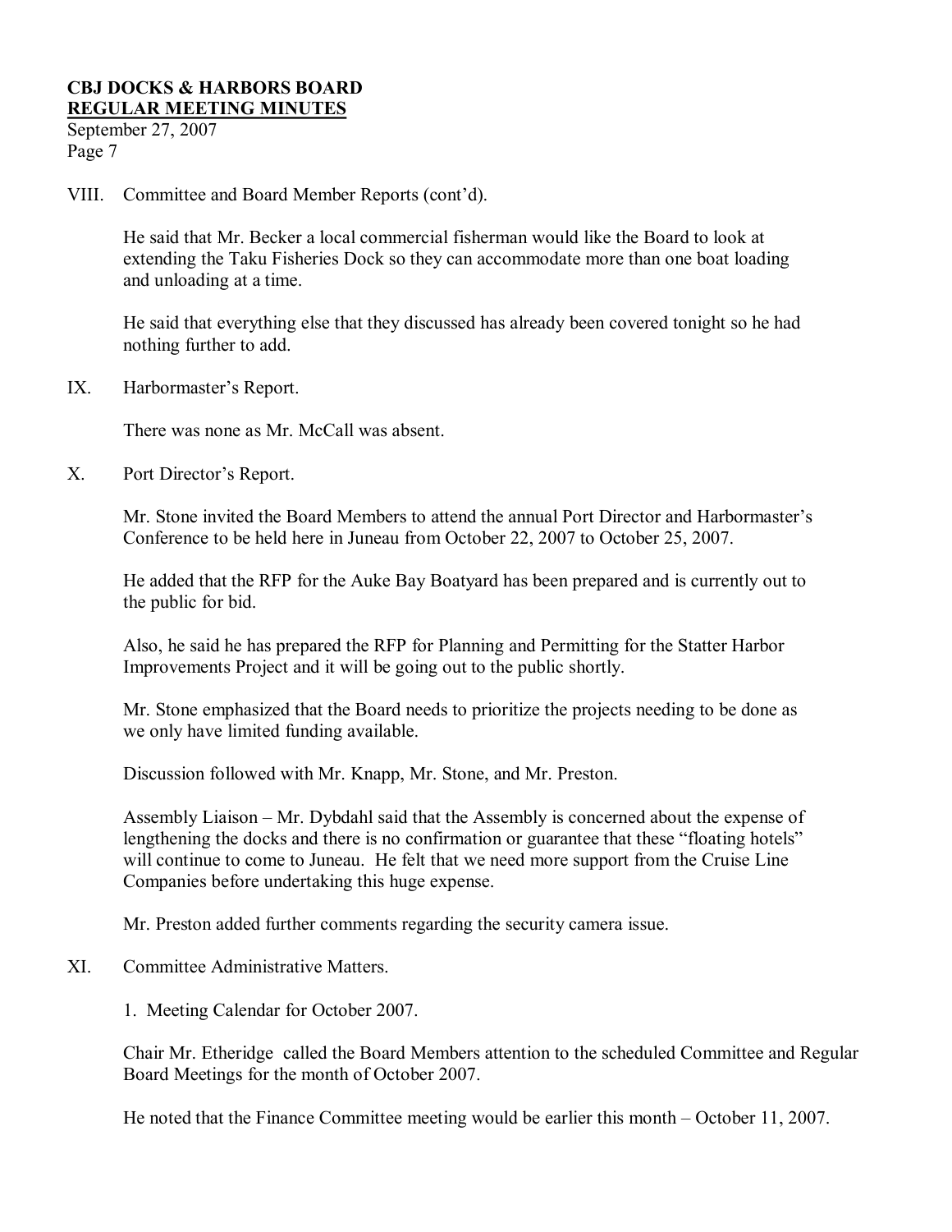VIII. Committee and Board Member Reports (cont'd).

He said that Mr. Becker a local commercial fisherman would like the Board to look at extending the Taku Fisheries Dock so they can accommodate more than one boat loading and unloading at a time.

He said that everything else that they discussed has already been covered tonight so he had nothing further to add.

IX. Harbormaster's Report.

There was none as Mr. McCall was absent.

X. Port Director's Report.

Mr. Stone invited the Board Members to attend the annual Port Director and Harbormaster's Conference to be held here in Juneau from October 22, 2007 to October 25, 2007.

He added that the RFP for the Auke Bay Boatyard has been prepared and is currently out to the public for bid.

Also, he said he has prepared the RFP for Planning and Permitting for the Statter Harbor Improvements Project and it will be going out to the public shortly.

Mr. Stone emphasized that the Board needs to prioritize the projects needing to be done as we only have limited funding available.

Discussion followed with Mr. Knapp, Mr. Stone, and Mr. Preston.

Assembly Liaison – Mr. Dybdahl said that the Assembly is concerned about the expense of lengthening the docks and there is no confirmation or guarantee that these "floating hotels" will continue to come to Juneau. He felt that we need more support from the Cruise Line Companies before undertaking this huge expense.

Mr. Preston added further comments regarding the security camera issue.

XI. Committee Administrative Matters.

1. Meeting Calendar for October 2007.

Chair Mr. Etheridge called the Board Members attention to the scheduled Committee and Regular Board Meetings for the month of October 2007.

He noted that the Finance Committee meeting would be earlier this month – October 11, 2007.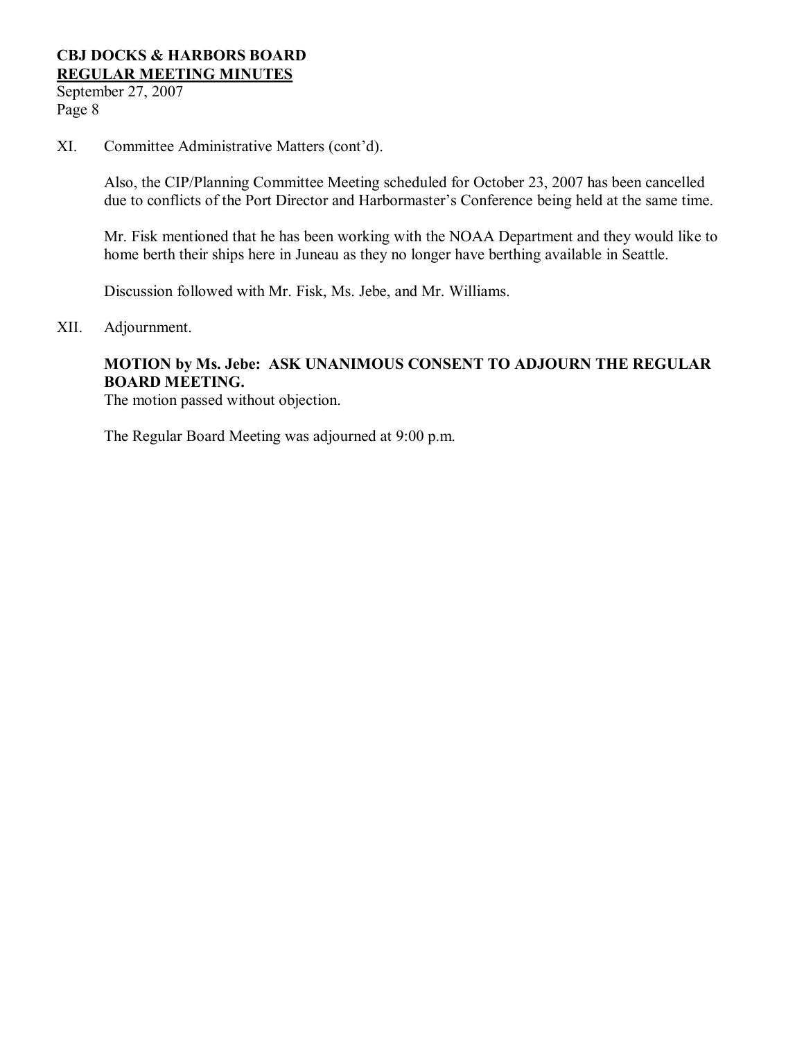XI. Committee Administrative Matters (cont'd).

Also, the CIP/Planning Committee Meeting scheduled for October 23, 2007 has been cancelled due to conflicts of the Port Director and Harbormaster's Conference being held at the same time.

Mr. Fisk mentioned that he has been working with the NOAA Department and they would like to home berth their ships here in Juneau as they no longer have berthing available in Seattle.

Discussion followed with Mr. Fisk, Ms. Jebe, and Mr. Williams.

XII. Adjournment.

**MOTION by Ms. Jebe: ASK UNANIMOUS CONSENT TO ADJOURN THE REGULAR BOARD MEETING.**
The motion passed without objection.

The Regular Board Meeting was adjourned at 9:00 p.m.